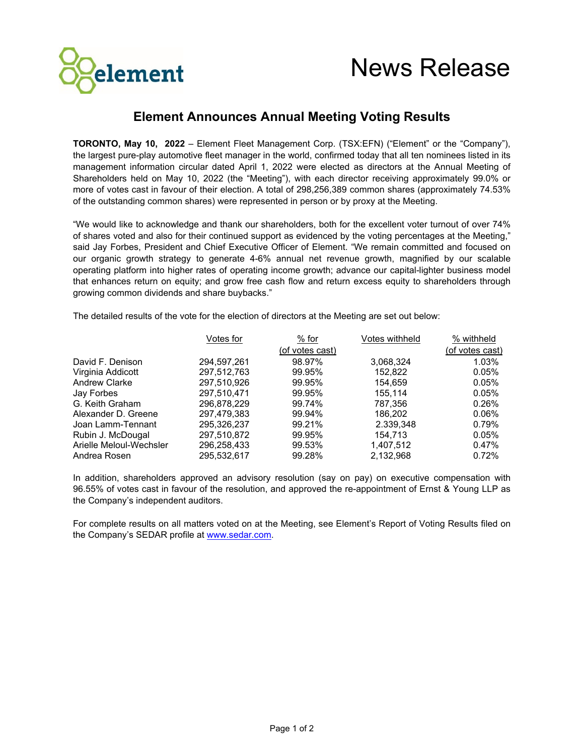# News Release

## Element Announces Annual Meeting Voting Results

**TORONTO, May 10, 2022** – Element Fleet Management Corp. (TSX:EFN) ("Element" or the "Company"), the largest pure-play automotive fleet manager in the world, confirmed today that all ten nominees listed in its management information circular dated April 1, 2022 were elected as directors at the Annual Meeting of Shareholders held on May 10, 2022 (the "Meeting"), with each director receiving approximately 99.0% or more of votes cast in favour of their election. A total of 298,256,389 common shares (approximately 74.53% of the outstanding common shares) were represented in person or by proxy at the Meeting.

"We would like to acknowledge and thank our shareholders, both for the excellent voter turnout of over 74% of shares voted and also for their continued support as evidenced by the voting percentages at the Meeting," said Jay Forbes, President and Chief Executive Officer of Element. "We remain committed and focused on our organic growth strategy to generate 4-6% annual net revenue growth, magnified by our scalable operating platform into higher rates of operating income growth; advance our capital-lighter business model that enhances return on equity; and grow free cash flow and return excess equity to shareholders through growing common dividends and share buybacks."

The detailed results of the vote for the election of directors at the Meeting are set out below:

| | Votes for | % for (of votes cast) | Votes withheld | % withheld (of votes cast) |
|---|---|---|---|---|
| David F. Denison | 294,597,261 | 98.97% | 3,068,324 | 1.03% |
| Virginia Addicott | 297,512,763 | 99.95% | 152,822 | 0.05% |
| Andrew Clarke | 297,510,926 | 99.95% | 154,659 | 0.05% |
| Jay Forbes | 297,510,471 | 99.95% | 155,114 | 0.05% |
| G. Keith Graham | 296,878,229 | 99.74% | 787,356 | 0.26% |
| Alexander D. Greene | 297,479,383 | 99.94% | 186,202 | 0.06% |
| Joan Lamm-Tennant | 295,326,237 | 99.21% | 2.339,348 | 0.79% |
| Rubin J. McDougal | 297,510,872 | 99.95% | 154,713 | 0.05% |
| Arielle Meloul-Wechsler | 296,258,433 | 99.53% | 1,407,512 | 0.47% |
| Andrea Rosen | 295,532,617 | 99.28% | 2,132,968 | 0.72% |

In addition, shareholders approved an advisory resolution (say on pay) on executive compensation with 96.55% of votes cast in favour of the resolution, and approved the re-appointment of Ernst & Young LLP as the Company's independent auditors.

For complete results on all matters voted on at the Meeting, see Element's Report of Voting Results filed on the Company's SEDAR profile at www.sedar.com.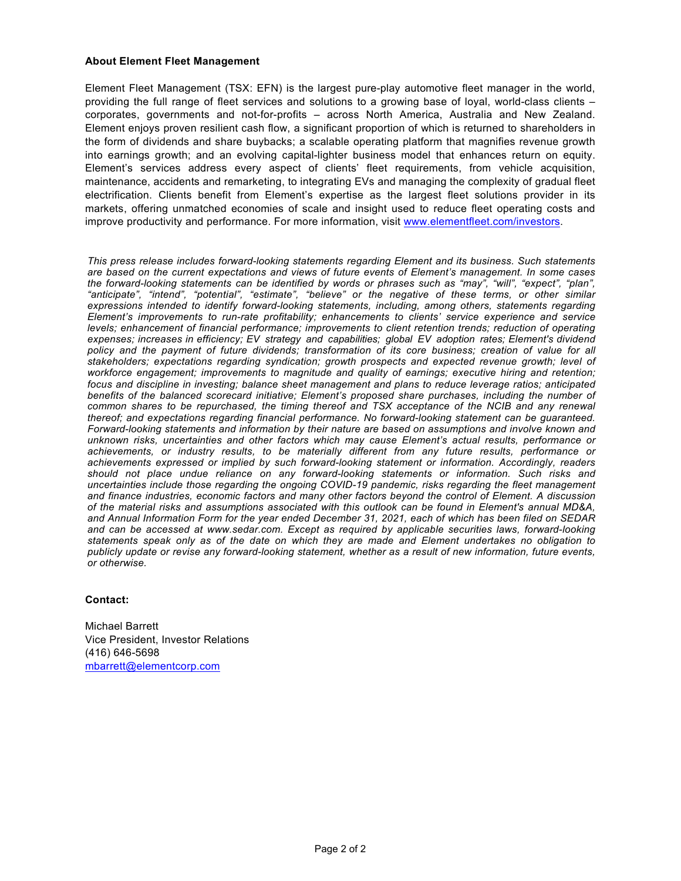**About Element Fleet Management**

Element Fleet Management (TSX: EFN) is the largest pure-play automotive fleet manager in the world, providing the full range of fleet services and solutions to a growing base of loyal, world-class clients – corporates, governments and not-for-profits – across North America, Australia and New Zealand. Element enjoys proven resilient cash flow, a significant proportion of which is returned to shareholders in the form of dividends and share buybacks; a scalable operating platform that magnifies revenue growth into earnings growth; and an evolving capital-lighter business model that enhances return on equity. Element's services address every aspect of clients' fleet requirements, from vehicle acquisition, maintenance, accidents and remarketing, to integrating EVs and managing the complexity of gradual fleet electrification. Clients benefit from Element's expertise as the largest fleet solutions provider in its markets, offering unmatched economies of scale and insight used to reduce fleet operating costs and improve productivity and performance. For more information, visit www.elementfleet.com/investors.

*This press release includes forward-looking statements regarding Element and its business. Such statements are based on the current expectations and views of future events of Element's management. In some cases the forward-looking statements can be identified by words or phrases such as "may", "will", "expect", "plan", "anticipate", "intend", "potential", "estimate", "believe" or the negative of these terms, or other similar expressions intended to identify forward-looking statements, including, among others, statements regarding Element's improvements to run-rate profitability; enhancements to clients' service experience and service levels; enhancement of financial performance; improvements to client retention trends; reduction of operating expenses; increases in efficiency; EV strategy and capabilities; global EV adoption rates; Element's dividend policy and the payment of future dividends; transformation of its core business; creation of value for all stakeholders; expectations regarding syndication; growth prospects and expected revenue growth; level of workforce engagement; improvements to magnitude and quality of earnings; executive hiring and retention; focus and discipline in investing; balance sheet management and plans to reduce leverage ratios; anticipated benefits of the balanced scorecard initiative; Element's proposed share purchases, including the number of common shares to be repurchased, the timing thereof and TSX acceptance of the NCIB and any renewal thereof; and expectations regarding financial performance. No forward-looking statement can be guaranteed. Forward-looking statements and information by their nature are based on assumptions and involve known and unknown risks, uncertainties and other factors which may cause Element's actual results, performance or achievements, or industry results, to be materially different from any future results, performance or achievements expressed or implied by such forward-looking statement or information. Accordingly, readers should not place undue reliance on any forward-looking statements or information. Such risks and uncertainties include those regarding the ongoing COVID-19 pandemic, risks regarding the fleet management and finance industries, economic factors and many other factors beyond the control of Element. A discussion of the material risks and assumptions associated with this outlook can be found in Element's annual MD&A, and Annual Information Form for the year ended December 31, 2021, each of which has been filed on SEDAR and can be accessed at www.sedar.com. Except as required by applicable securities laws, forward-looking statements speak only as of the date on which they are made and Element undertakes no obligation to publicly update or revise any forward-looking statement, whether as a result of new information, future events, or otherwise.*

**Contact:**

Michael Barrett
Vice President, Investor Relations
(416) 646-5698
mbarrett@elementcorp.com